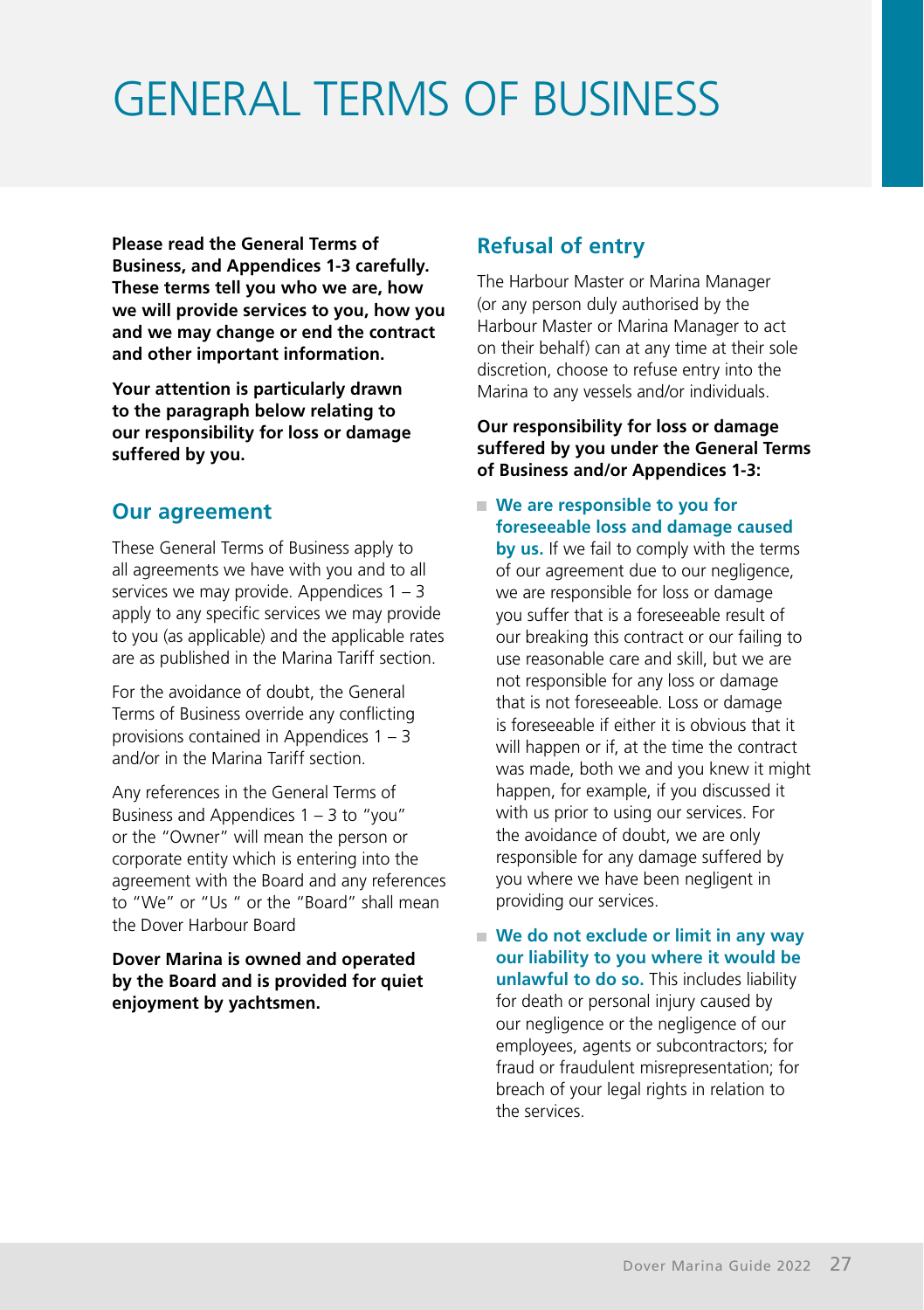# GENERAL TERMS OF BUSINESS

**Please read the General Terms of Business, and Appendices 1-3 carefully. These terms tell you who we are, how we will provide services to you, how you and we may change or end the contract and other important information.**

**Your attention is particularly drawn to the paragraph below relating to our responsibility for loss or damage suffered by you.**

## Our agreement

These General Terms of Business apply to all agreements we have with you and to all services we may provide. Appendices 1 – 3 apply to any specific services we may provide to you (as applicable) and the applicable rates are as published in the Marina Tariff section.

For the avoidance of doubt, the General Terms of Business override any conflicting provisions contained in Appendices 1 – 3 and/or in the Marina Tariff section.

Any references in the General Terms of Business and Appendices 1 – 3 to "you" or the "Owner" will mean the person or corporate entity which is entering into the agreement with the Board and any references to "We" or "Us " or the "Board" shall mean the Dover Harbour Board

**Dover Marina is owned and operated by the Board and is provided for quiet enjoyment by yachtsmen.**

## Refusal of entry

The Harbour Master or Marina Manager (or any person duly authorised by the Harbour Master or Marina Manager to act on their behalf) can at any time at their sole discretion, choose to refuse entry into the Marina to any vessels and/or individuals.

**Our responsibility for loss or damage suffered by you under the General Terms of Business and/or Appendices 1-3:**

- **We are responsible to you for foreseeable loss and damage caused by us.** If we fail to comply with the terms of our agreement due to our negligence, we are responsible for loss or damage you suffer that is a foreseeable result of our breaking this contract or our failing to use reasonable care and skill, but we are not responsible for any loss or damage that is not foreseeable. Loss or damage is foreseeable if either it is obvious that it will happen or if, at the time the contract was made, both we and you knew it might happen, for example, if you discussed it with us prior to using our services. For the avoidance of doubt, we are only responsible for any damage suffered by you where we have been negligent in providing our services.
- **We do not exclude or limit in any way our liability to you where it would be unlawful to do so.** This includes liability for death or personal injury caused by our negligence or the negligence of our employees, agents or subcontractors; for fraud or fraudulent misrepresentation; for breach of your legal rights in relation to the services.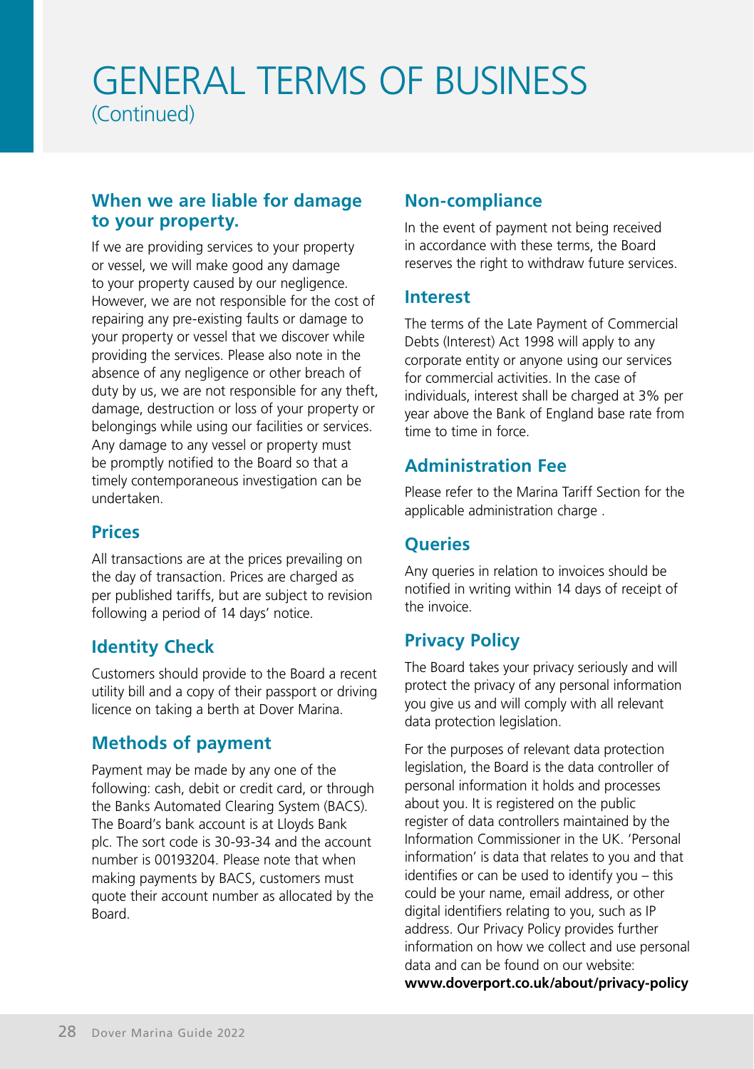# GENERAL TERMS OF BUSINESS

(Continued)

## When we are liable for damage to your property.

If we are providing services to your property or vessel, we will make good any damage to your property caused by our negligence. However, we are not responsible for the cost of repairing any pre-existing faults or damage to your property or vessel that we discover while providing the services. Please also note in the absence of any negligence or other breach of duty by us, we are not responsible for any theft, damage, destruction or loss of your property or belongings while using our facilities or services. Any damage to any vessel or property must be promptly notified to the Board so that a timely contemporaneous investigation can be undertaken.

## Prices

All transactions are at the prices prevailing on the day of transaction. Prices are charged as per published tariffs, but are subject to revision following a period of 14 days' notice.

## Identity Check

Customers should provide to the Board a recent utility bill and a copy of their passport or driving licence on taking a berth at Dover Marina.

## Methods of payment

Payment may be made by any one of the following: cash, debit or credit card, or through the Banks Automated Clearing System (BACS). The Board's bank account is at Lloyds Bank plc. The sort code is 30-93-34 and the account number is 00193204. Please note that when making payments by BACS, customers must quote their account number as allocated by the Board.

## Non-compliance

In the event of payment not being received in accordance with these terms, the Board reserves the right to withdraw future services.

## Interest

The terms of the Late Payment of Commercial Debts (Interest) Act 1998 will apply to any corporate entity or anyone using our services for commercial activities. In the case of individuals, interest shall be charged at 3% per year above the Bank of England base rate from time to time in force.

## Administration Fee

Please refer to the Marina Tariff Section for the applicable administration charge .

## Queries

Any queries in relation to invoices should be notified in writing within 14 days of receipt of the invoice.

## Privacy Policy

The Board takes your privacy seriously and will protect the privacy of any personal information you give us and will comply with all relevant data protection legislation.

For the purposes of relevant data protection legislation, the Board is the data controller of personal information it holds and processes about you. It is registered on the public register of data controllers maintained by the Information Commissioner in the UK. 'Personal information' is data that relates to you and that identifies or can be used to identify you – this could be your name, email address, or other digital identifiers relating to you, such as IP address. Our Privacy Policy provides further information on how we collect and use personal data and can be found on our website: **www.doverport.co.uk/about/privacy-policy**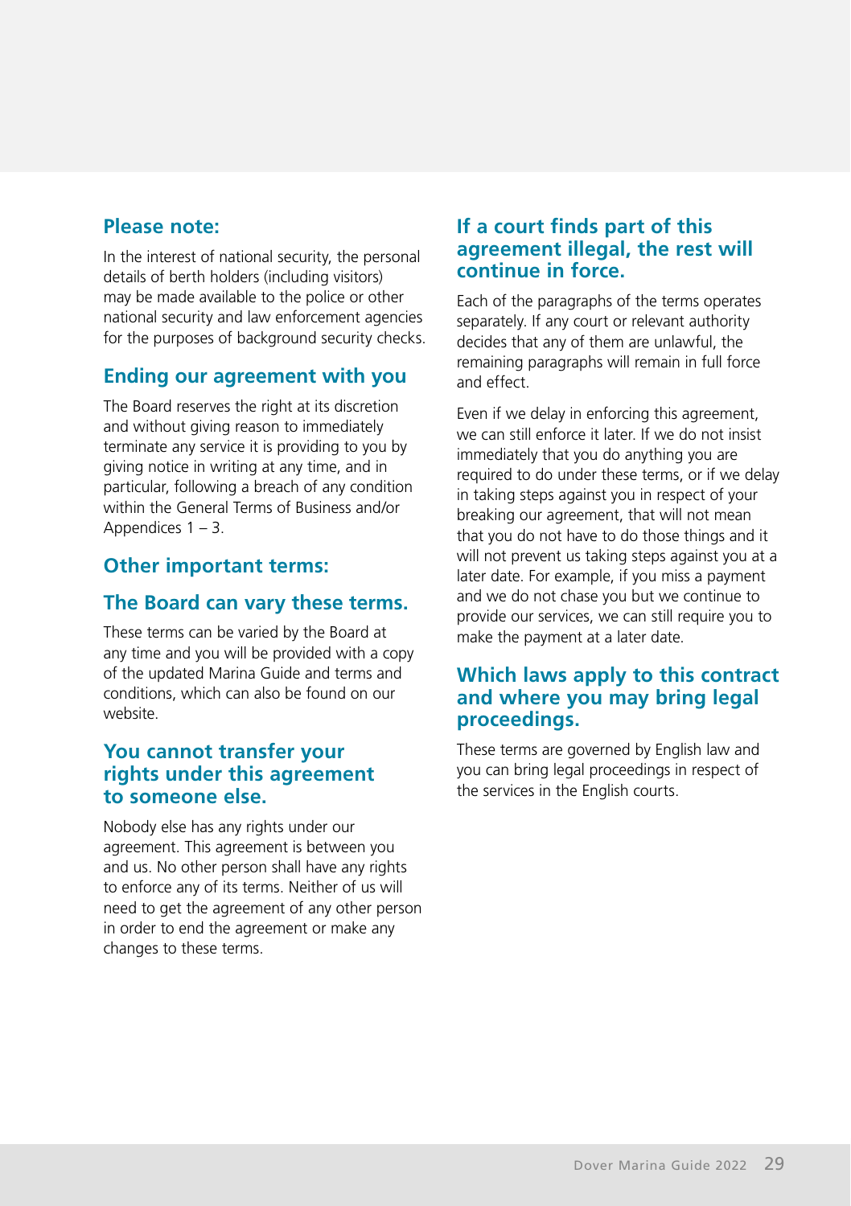## Please note:

In the interest of national security, the personal details of berth holders (including visitors) may be made available to the police or other national security and law enforcement agencies for the purposes of background security checks.

## Ending our agreement with you

The Board reserves the right at its discretion and without giving reason to immediately terminate any service it is providing to you by giving notice in writing at any time, and in particular, following a breach of any condition within the General Terms of Business and/or Appendices 1 – 3.

## Other important terms:

## The Board can vary these terms.

These terms can be varied by the Board at any time and you will be provided with a copy of the updated Marina Guide and terms and conditions, which can also be found on our website.

## You cannot transfer your rights under this agreement to someone else.

Nobody else has any rights under our agreement. This agreement is between you and us. No other person shall have any rights to enforce any of its terms. Neither of us will need to get the agreement of any other person in order to end the agreement or make any changes to these terms.

## If a court finds part of this agreement illegal, the rest will continue in force.

Each of the paragraphs of the terms operates separately. If any court or relevant authority decides that any of them are unlawful, the remaining paragraphs will remain in full force and effect.

Even if we delay in enforcing this agreement, we can still enforce it later. If we do not insist immediately that you do anything you are required to do under these terms, or if we delay in taking steps against you in respect of your breaking our agreement, that will not mean that you do not have to do those things and it will not prevent us taking steps against you at a later date. For example, if you miss a payment and we do not chase you but we continue to provide our services, we can still require you to make the payment at a later date.

## Which laws apply to this contract and where you may bring legal proceedings.

These terms are governed by English law and you can bring legal proceedings in respect of the services in the English courts.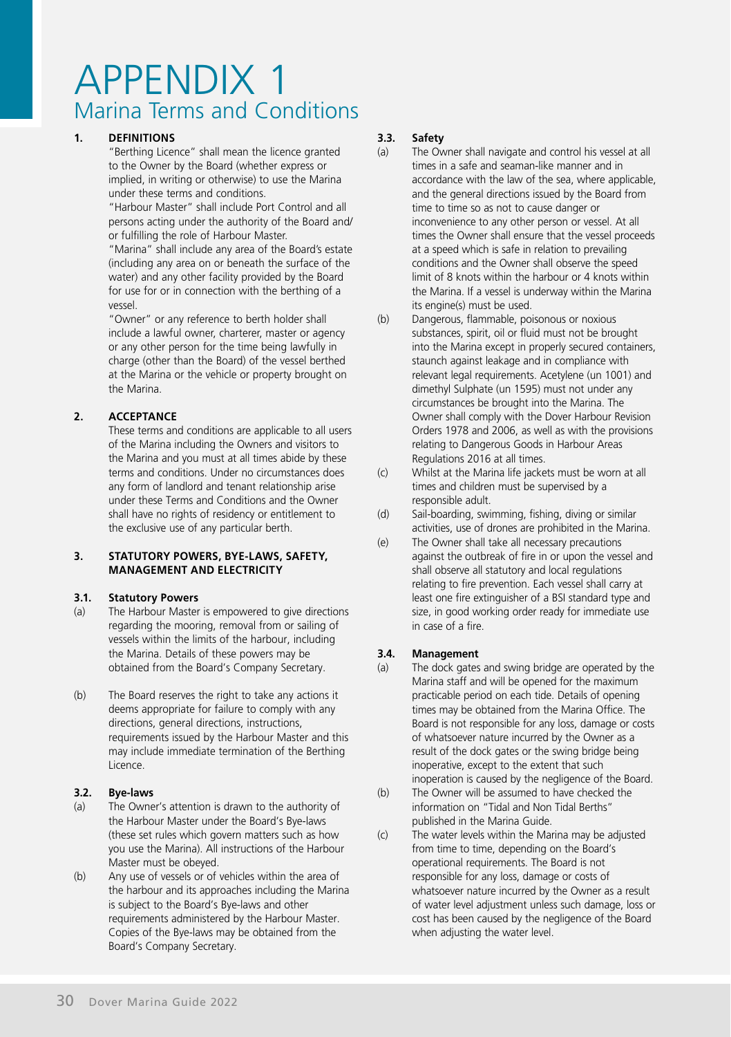# APPENDIX 1

## Marina Terms and Conditions

### 1. DEFINITIONS

"Berthing Licence" shall mean the licence granted to the Owner by the Board (whether express or implied, in writing or otherwise) to use the Marina under these terms and conditions.

"Harbour Master" shall include Port Control and all persons acting under the authority of the Board and/or fulfilling the role of Harbour Master.

"Marina" shall include any area of the Board's estate (including any area on or beneath the surface of the water) and any other facility provided by the Board for use for or in connection with the berthing of a vessel.

"Owner" or any reference to berth holder shall include a lawful owner, charterer, master or agency or any other person for the time being lawfully in charge (other than the Board) of the vessel berthed at the Marina or the vehicle or property brought on the Marina.

### 2. ACCEPTANCE

These terms and conditions are applicable to all users of the Marina including the Owners and visitors to the Marina and you must at all times abide by these terms and conditions. Under no circumstances does any form of landlord and tenant relationship arise under these Terms and Conditions and the Owner shall have no rights of residency or entitlement to the exclusive use of any particular berth.

### 3. STATUTORY POWERS, BYE-LAWS, SAFETY, MANAGEMENT AND ELECTRICITY

#### 3.1. Statutory Powers

(a) The Harbour Master is empowered to give directions regarding the mooring, removal from or sailing of vessels within the limits of the harbour, including the Marina. Details of these powers may be obtained from the Board's Company Secretary.

(b) The Board reserves the right to take any actions it deems appropriate for failure to comply with any directions, general directions, instructions, requirements issued by the Harbour Master and this may include immediate termination of the Berthing Licence.

#### 3.2. Bye-laws

(a) The Owner's attention is drawn to the authority of the Harbour Master under the Board's Bye-laws (these set rules which govern matters such as how you use the Marina). All instructions of the Harbour Master must be obeyed.

(b) Any use of vessels or of vehicles within the area of the harbour and its approaches including the Marina is subject to the Board's Bye-laws and other requirements administered by the Harbour Master. Copies of the Bye-laws may be obtained from the Board's Company Secretary.

#### 3.3. Safety

(a) The Owner shall navigate and control his vessel at all times in a safe and seaman-like manner and in accordance with the law of the sea, where applicable, and the general directions issued by the Board from time to time so as not to cause danger or inconvenience to any other person or vessel. At all times the Owner shall ensure that the vessel proceeds at a speed which is safe in relation to prevailing conditions and the Owner shall observe the speed limit of 8 knots within the harbour or 4 knots within the Marina. If a vessel is underway within the Marina its engine(s) must be used.

(b) Dangerous, flammable, poisonous or noxious substances, spirit, oil or fluid must not be brought into the Marina except in properly secured containers, staunch against leakage and in compliance with relevant legal requirements. Acetylene (un 1001) and dimethyl Sulphate (un 1595) must not under any circumstances be brought into the Marina. The Owner shall comply with the Dover Harbour Revision Orders 1978 and 2006, as well as with the provisions relating to Dangerous Goods in Harbour Areas Regulations 2016 at all times.

(c) Whilst at the Marina life jackets must be worn at all times and children must be supervised by a responsible adult.

(d) Sail-boarding, swimming, fishing, diving or similar activities, use of drones are prohibited in the Marina.

(e) The Owner shall take all necessary precautions against the outbreak of fire in or upon the vessel and shall observe all statutory and local regulations relating to fire prevention. Each vessel shall carry at least one fire extinguisher of a BSI standard type and size, in good working order ready for immediate use in case of a fire.

#### 3.4. Management

(a) The dock gates and swing bridge are operated by the Marina staff and will be opened for the maximum practicable period on each tide. Details of opening times may be obtained from the Marina Office. The Board is not responsible for any loss, damage or costs of whatsoever nature incurred by the Owner as a result of the dock gates or the swing bridge being inoperative, except to the extent that such inoperation is caused by the negligence of the Board.

(b) The Owner will be assumed to have checked the information on "Tidal and Non Tidal Berths" published in the Marina Guide.

(c) The water levels within the Marina may be adjusted from time to time, depending on the Board's operational requirements. The Board is not responsible for any loss, damage or costs of whatsoever nature incurred by the Owner as a result of water level adjustment unless such damage, loss or cost has been caused by the negligence of the Board when adjusting the water level.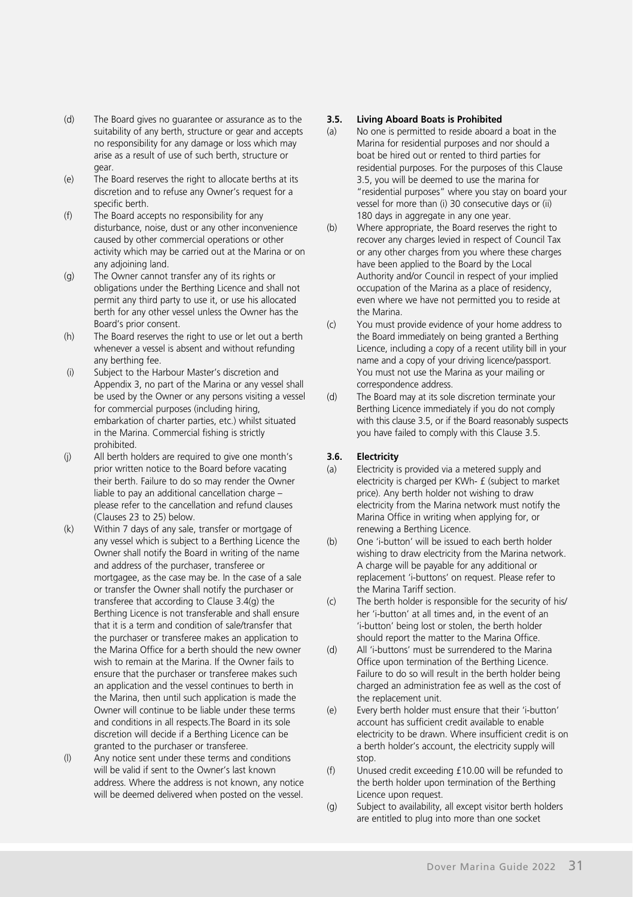(d) The Board gives no guarantee or assurance as to the suitability of any berth, structure or gear and accepts no responsibility for any damage or loss which may arise as a result of use of such berth, structure or gear.

(e) The Board reserves the right to allocate berths at its discretion and to refuse any Owner's request for a specific berth.

(f) The Board accepts no responsibility for any disturbance, noise, dust or any other inconvenience caused by other commercial operations or other activity which may be carried out at the Marina or on any adjoining land.

(g) The Owner cannot transfer any of its rights or obligations under the Berthing Licence and shall not permit any third party to use it, or use his allocated berth for any other vessel unless the Owner has the Board's prior consent.

(h) The Board reserves the right to use or let out a berth whenever a vessel is absent and without refunding any berthing fee.

(i) Subject to the Harbour Master's discretion and Appendix 3, no part of the Marina or any vessel shall be used by the Owner or any persons visiting a vessel for commercial purposes (including hiring, embarkation of charter parties, etc.) whilst situated in the Marina. Commercial fishing is strictly prohibited.

(j) All berth holders are required to give one month's prior written notice to the Board before vacating their berth. Failure to do so may render the Owner liable to pay an additional cancellation charge – please refer to the cancellation and refund clauses (Clauses 23 to 25) below.

(k) Within 7 days of any sale, transfer or mortgage of any vessel which is subject to a Berthing Licence the Owner shall notify the Board in writing of the name and address of the purchaser, transferee or mortgagee, as the case may be. In the case of a sale or transfer the Owner shall notify the purchaser or transferee that according to Clause 3.4(g) the Berthing Licence is not transferable and shall ensure that it is a term and condition of sale/transfer that the purchaser or transferee makes an application to the Marina Office for a berth should the new owner wish to remain at the Marina. If the Owner fails to ensure that the purchaser or transferee makes such an application and the vessel continues to berth in the Marina, then until such application is made the Owner will continue to be liable under these terms and conditions in all respects.The Board in its sole discretion will decide if a Berthing Licence can be granted to the purchaser or transferee.

(l) Any notice sent under these terms and conditions will be valid if sent to the Owner's last known address. Where the address is not known, any notice will be deemed delivered when posted on the vessel.

### 3.5. Living Aboard Boats is Prohibited

(a) No one is permitted to reside aboard a boat in the Marina for residential purposes and nor should a boat be hired out or rented to third parties for residential purposes. For the purposes of this Clause 3.5, you will be deemed to use the marina for "residential purposes" where you stay on board your vessel for more than (i) 30 consecutive days or (ii) 180 days in aggregate in any one year.

(b) Where appropriate, the Board reserves the right to recover any charges levied in respect of Council Tax or any other charges from you where these charges have been applied to the Board by the Local Authority and/or Council in respect of your implied occupation of the Marina as a place of residency, even where we have not permitted you to reside at the Marina.

(c) You must provide evidence of your home address to the Board immediately on being granted a Berthing Licence, including a copy of a recent utility bill in your name and a copy of your driving licence/passport. You must not use the Marina as your mailing or correspondence address.

(d) The Board may at its sole discretion terminate your Berthing Licence immediately if you do not comply with this clause 3.5, or if the Board reasonably suspects you have failed to comply with this Clause 3.5.

### 3.6. Electricity

(a) Electricity is provided via a metered supply and electricity is charged per KWh- £ (subject to market price). Any berth holder not wishing to draw electricity from the Marina network must notify the Marina Office in writing when applying for, or renewing a Berthing Licence.

(b) One 'i-button' will be issued to each berth holder wishing to draw electricity from the Marina network. A charge will be payable for any additional or replacement 'i-buttons' on request. Please refer to the Marina Tariff section.

(c) The berth holder is responsible for the security of his/her 'i-button' at all times and, in the event of an 'i-button' being lost or stolen, the berth holder should report the matter to the Marina Office.

(d) All 'i-buttons' must be surrendered to the Marina Office upon termination of the Berthing Licence. Failure to do so will result in the berth holder being charged an administration fee as well as the cost of the replacement unit.

(e) Every berth holder must ensure that their 'i-button' account has sufficient credit available to enable electricity to be drawn. Where insufficient credit is on a berth holder's account, the electricity supply will stop.

(f) Unused credit exceeding £10.00 will be refunded to the berth holder upon termination of the Berthing Licence upon request.

(g) Subject to availability, all except visitor berth holders are entitled to plug into more than one socket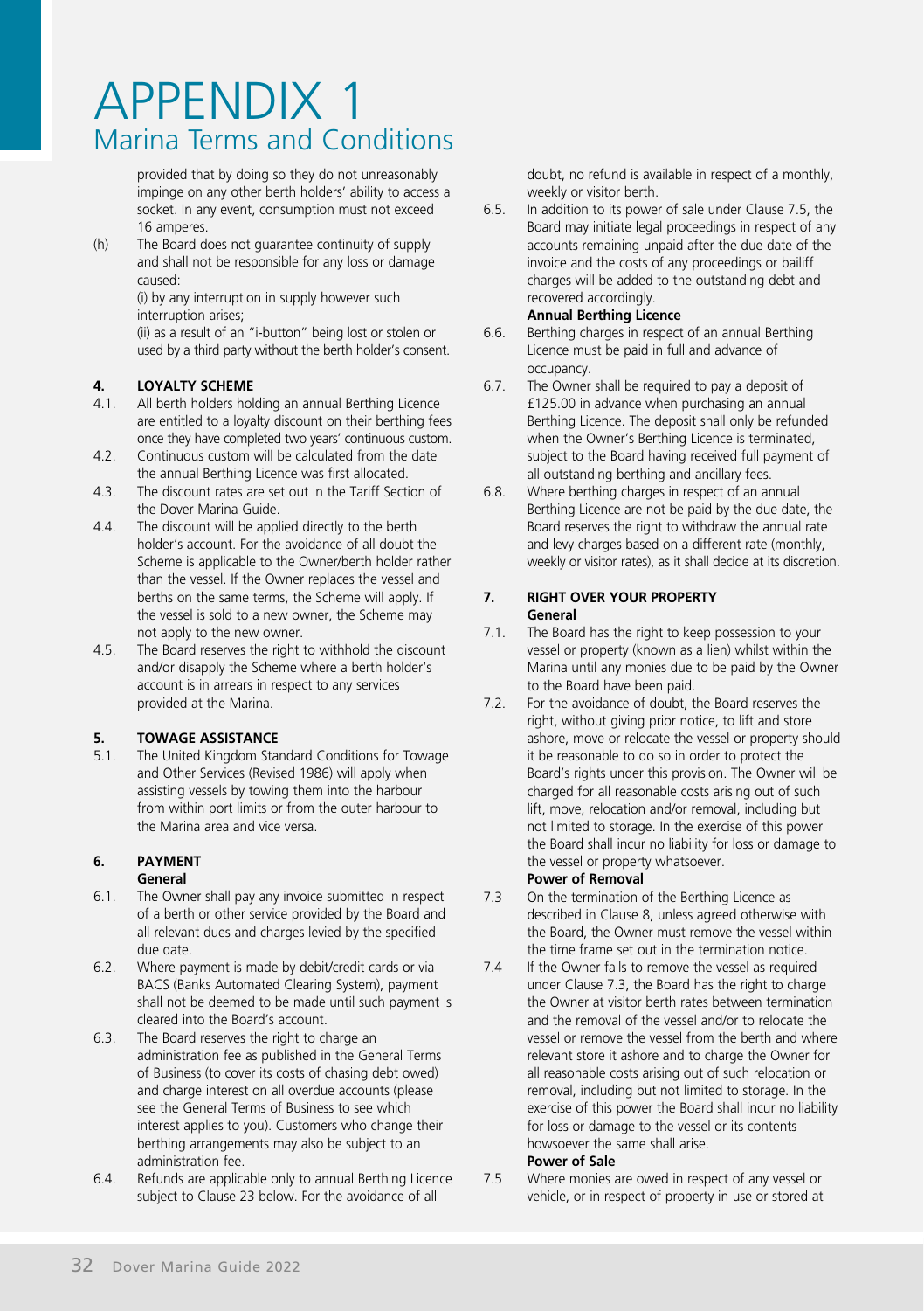# APPENDIX 1

## Marina Terms and Conditions

provided that by doing so they do not unreasonably impinge on any other berth holders' ability to access a socket. In any event, consumption must not exceed 16 amperes.

(h) The Board does not guarantee continuity of supply and shall not be responsible for any loss or damage caused:

(i) by any interruption in supply however such interruption arises;

(ii) as a result of an "i-button" being lost or stolen or used by a third party without the berth holder's consent.

### 4. LOYALTY SCHEME

4.1. All berth holders holding an annual Berthing Licence are entitled to a loyalty discount on their berthing fees once they have completed two years' continuous custom.

4.2. Continuous custom will be calculated from the date the annual Berthing Licence was first allocated.

4.3. The discount rates are set out in the Tariff Section of the Dover Marina Guide.

4.4. The discount will be applied directly to the berth holder's account. For the avoidance of all doubt the Scheme is applicable to the Owner/berth holder rather than the vessel. If the Owner replaces the vessel and berths on the same terms, the Scheme will apply. If the vessel is sold to a new owner, the Scheme may not apply to the new owner.

4.5. The Board reserves the right to withhold the discount and/or disapply the Scheme where a berth holder's account is in arrears in respect to any services provided at the Marina.

### 5. TOWAGE ASSISTANCE

5.1. The United Kingdom Standard Conditions for Towage and Other Services (Revised 1986) will apply when assisting vessels by towing them into the harbour from within port limits or from the outer harbour to the Marina area and vice versa.

### 6. PAYMENT

**General**

6.1. The Owner shall pay any invoice submitted in respect of a berth or other service provided by the Board and all relevant dues and charges levied by the specified due date.

6.2. Where payment is made by debit/credit cards or via BACS (Banks Automated Clearing System), payment shall not be deemed to be made until such payment is cleared into the Board's account.

6.3. The Board reserves the right to charge an administration fee as published in the General Terms of Business (to cover its costs of chasing debt owed) and charge interest on all overdue accounts (please see the General Terms of Business to see which interest applies to you). Customers who change their berthing arrangements may also be subject to an administration fee.

6.4. Refunds are applicable only to annual Berthing Licence subject to Clause 23 below. For the avoidance of all doubt, no refund is available in respect of a monthly, weekly or visitor berth.

6.5. In addition to its power of sale under Clause 7.5, the Board may initiate legal proceedings in respect of any accounts remaining unpaid after the due date of the invoice and the costs of any proceedings or bailiff charges will be added to the outstanding debt and recovered accordingly.

**Annual Berthing Licence**

6.6. Berthing charges in respect of an annual Berthing Licence must be paid in full and advance of occupancy.

6.7. The Owner shall be required to pay a deposit of £125.00 in advance when purchasing an annual Berthing Licence. The deposit shall only be refunded when the Owner's Berthing Licence is terminated, subject to the Board having received full payment of all outstanding berthing and ancillary fees.

6.8. Where berthing charges in respect of an annual Berthing Licence are not be paid by the due date, the Board reserves the right to withdraw the annual rate and levy charges based on a different rate (monthly, weekly or visitor rates), as it shall decide at its discretion.

### 7. RIGHT OVER YOUR PROPERTY

**General**

7.1. The Board has the right to keep possession to your vessel or property (known as a lien) whilst within the Marina until any monies due to be paid by the Owner to the Board have been paid.

7.2. For the avoidance of doubt, the Board reserves the right, without giving prior notice, to lift and store ashore, move or relocate the vessel or property should it be reasonable to do so in order to protect the Board's rights under this provision. The Owner will be charged for all reasonable costs arising out of such lift, move, relocation and/or removal, including but not limited to storage. In the exercise of this power the Board shall incur no liability for loss or damage to the vessel or property whatsoever.

**Power of Removal**

7.3 On the termination of the Berthing Licence as described in Clause 8, unless agreed otherwise with the Board, the Owner must remove the vessel within the time frame set out in the termination notice.

7.4 If the Owner fails to remove the vessel as required under Clause 7.3, the Board has the right to charge the Owner at visitor berth rates between termination and the removal of the vessel and/or to relocate the vessel or remove the vessel from the berth and where relevant store it ashore and to charge the Owner for all reasonable costs arising out of such relocation or removal, including but not limited to storage. In the exercise of this power the Board shall incur no liability for loss or damage to the vessel or its contents howsoever the same shall arise.

**Power of Sale**

7.5 Where monies are owed in respect of any vessel or vehicle, or in respect of property in use or stored at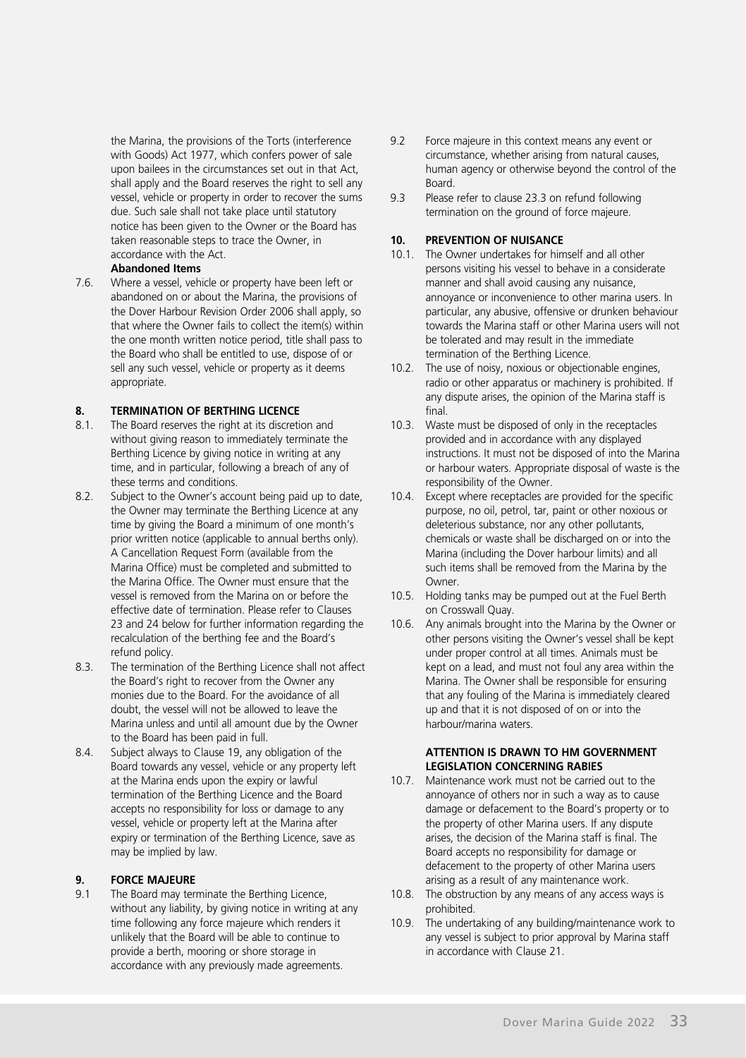the Marina, the provisions of the Torts (interference with Goods) Act 1977, which confers power of sale upon bailees in the circumstances set out in that Act, shall apply and the Board reserves the right to sell any vessel, vehicle or property in order to recover the sums due. Such sale shall not take place until statutory notice has been given to the Owner or the Board has taken reasonable steps to trace the Owner, in accordance with the Act.

**Abandoned Items**

7.6. Where a vessel, vehicle or property have been left or abandoned on or about the Marina, the provisions of the Dover Harbour Revision Order 2006 shall apply, so that where the Owner fails to collect the item(s) within the one month written notice period, title shall pass to the Board who shall be entitled to use, dispose of or sell any such vessel, vehicle or property as it deems appropriate.

## 8. TERMINATION OF BERTHING LICENCE

8.1. The Board reserves the right at its discretion and without giving reason to immediately terminate the Berthing Licence by giving notice in writing at any time, and in particular, following a breach of any of these terms and conditions.

8.2. Subject to the Owner's account being paid up to date, the Owner may terminate the Berthing Licence at any time by giving the Board a minimum of one month's prior written notice (applicable to annual berths only). A Cancellation Request Form (available from the Marina Office) must be completed and submitted to the Marina Office. The Owner must ensure that the vessel is removed from the Marina on or before the effective date of termination. Please refer to Clauses 23 and 24 below for further information regarding the recalculation of the berthing fee and the Board's refund policy.

8.3. The termination of the Berthing Licence shall not affect the Board's right to recover from the Owner any monies due to the Board. For the avoidance of all doubt, the vessel will not be allowed to leave the Marina unless and until all amount due by the Owner to the Board has been paid in full.

8.4. Subject always to Clause 19, any obligation of the Board towards any vessel, vehicle or any property left at the Marina ends upon the expiry or lawful termination of the Berthing Licence and the Board accepts no responsibility for loss or damage to any vessel, vehicle or property left at the Marina after expiry or termination of the Berthing Licence, save as may be implied by law.

## 9. FORCE MAJEURE

9.1 The Board may terminate the Berthing Licence, without any liability, by giving notice in writing at any time following any force majeure which renders it unlikely that the Board will be able to continue to provide a berth, mooring or shore storage in accordance with any previously made agreements.

9.2 Force majeure in this context means any event or circumstance, whether arising from natural causes, human agency or otherwise beyond the control of the Board.

9.3 Please refer to clause 23.3 on refund following termination on the ground of force majeure.

## 10. PREVENTION OF NUISANCE

10.1. The Owner undertakes for himself and all other persons visiting his vessel to behave in a considerate manner and shall avoid causing any nuisance, annoyance or inconvenience to other marina users. In particular, any abusive, offensive or drunken behaviour towards the Marina staff or other Marina users will not be tolerated and may result in the immediate termination of the Berthing Licence.

10.2. The use of noisy, noxious or objectionable engines, radio or other apparatus or machinery is prohibited. If any dispute arises, the opinion of the Marina staff is final.

10.3. Waste must be disposed of only in the receptacles provided and in accordance with any displayed instructions. It must not be disposed of into the Marina or harbour waters. Appropriate disposal of waste is the responsibility of the Owner.

10.4. Except where receptacles are provided for the specific purpose, no oil, petrol, tar, paint or other noxious or deleterious substance, nor any other pollutants, chemicals or waste shall be discharged on or into the Marina (including the Dover harbour limits) and all such items shall be removed from the Marina by the Owner.

10.5. Holding tanks may be pumped out at the Fuel Berth on Crosswall Quay.

10.6. Any animals brought into the Marina by the Owner or other persons visiting the Owner's vessel shall be kept under proper control at all times. Animals must be kept on a lead, and must not foul any area within the Marina. The Owner shall be responsible for ensuring that any fouling of the Marina is immediately cleared up and that it is not disposed of on or into the harbour/marina waters.

**ATTENTION IS DRAWN TO HM GOVERNMENT LEGISLATION CONCERNING RABIES**

10.7. Maintenance work must not be carried out to the annoyance of others nor in such a way as to cause damage or defacement to the Board's property or to the property of other Marina users. If any dispute arises, the decision of the Marina staff is final. The Board accepts no responsibility for damage or defacement to the property of other Marina users arising as a result of any maintenance work.

10.8. The obstruction by any means of any access ways is prohibited.

10.9. The undertaking of any building/maintenance work to any vessel is subject to prior approval by Marina staff in accordance with Clause 21.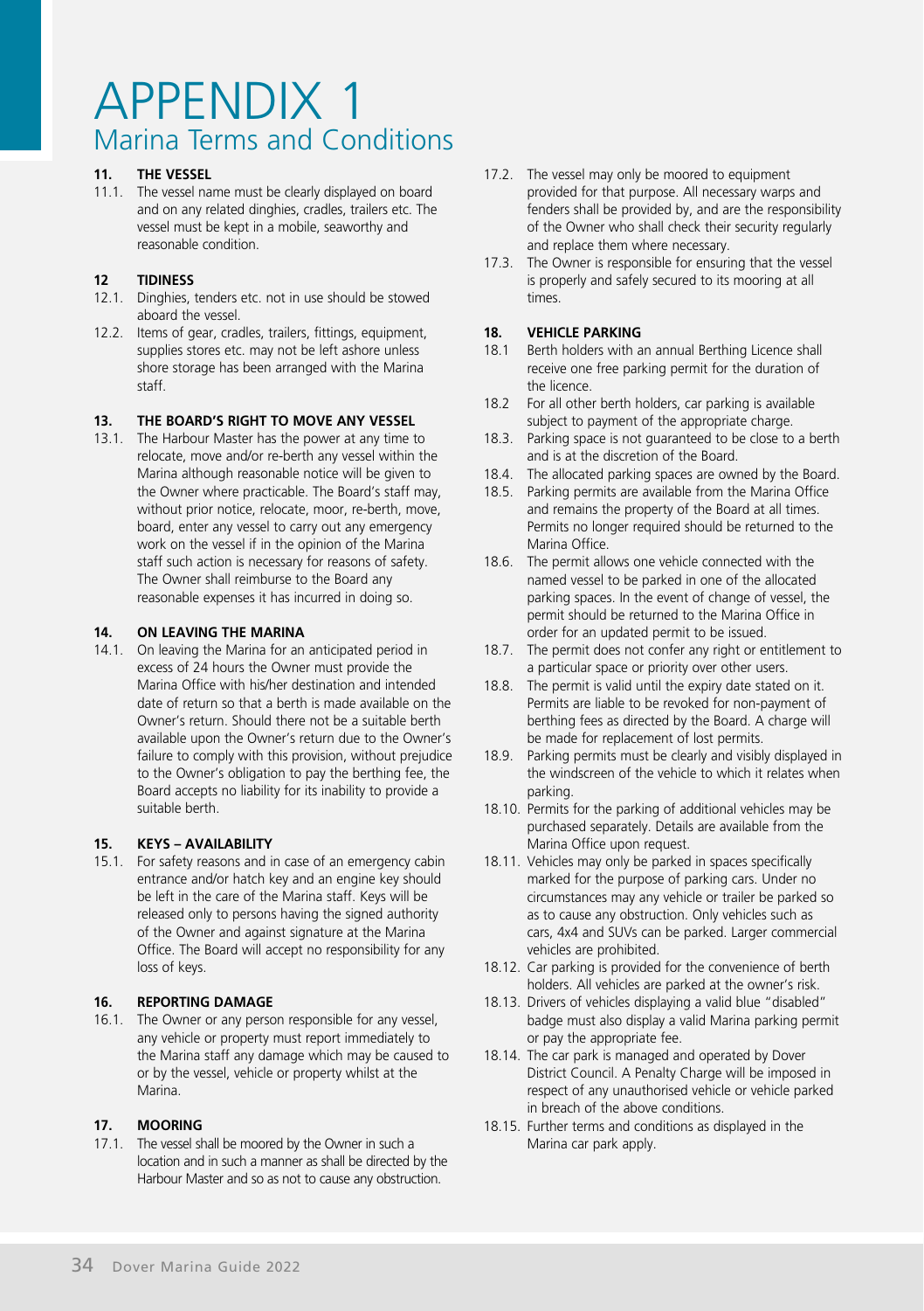# APPENDIX 1
## Marina Terms and Conditions

**11. THE VESSEL**

11.1. The vessel name must be clearly displayed on board and on any related dinghies, cradles, trailers etc. The vessel must be kept in a mobile, seaworthy and reasonable condition.

**12 TIDINESS**

12.1. Dinghies, tenders etc. not in use should be stowed aboard the vessel.

12.2. Items of gear, cradles, trailers, fittings, equipment, supplies stores etc. may not be left ashore unless shore storage has been arranged with the Marina staff.

**13. THE BOARD'S RIGHT TO MOVE ANY VESSEL**

13.1. The Harbour Master has the power at any time to relocate, move and/or re-berth any vessel within the Marina although reasonable notice will be given to the Owner where practicable. The Board's staff may, without prior notice, relocate, moor, re-berth, move, board, enter any vessel to carry out any emergency work on the vessel if in the opinion of the Marina staff such action is necessary for reasons of safety. The Owner shall reimburse to the Board any reasonable expenses it has incurred in doing so.

**14. ON LEAVING THE MARINA**

14.1. On leaving the Marina for an anticipated period in excess of 24 hours the Owner must provide the Marina Office with his/her destination and intended date of return so that a berth is made available on the Owner's return. Should there not be a suitable berth available upon the Owner's return due to the Owner's failure to comply with this provision, without prejudice to the Owner's obligation to pay the berthing fee, the Board accepts no liability for its inability to provide a suitable berth.

**15. KEYS – AVAILABILITY**

15.1. For safety reasons and in case of an emergency cabin entrance and/or hatch key and an engine key should be left in the care of the Marina staff. Keys will be released only to persons having the signed authority of the Owner and against signature at the Marina Office. The Board will accept no responsibility for any loss of keys.

**16. REPORTING DAMAGE**

16.1. The Owner or any person responsible for any vessel, any vehicle or property must report immediately to the Marina staff any damage which may be caused to or by the vessel, vehicle or property whilst at the Marina.

**17. MOORING**

17.1. The vessel shall be moored by the Owner in such a location and in such a manner as shall be directed by the Harbour Master and so as not to cause any obstruction.

17.2. The vessel may only be moored to equipment provided for that purpose. All necessary warps and fenders shall be provided by, and are the responsibility of the Owner who shall check their security regularly and replace them where necessary.

17.3. The Owner is responsible for ensuring that the vessel is properly and safely secured to its mooring at all times.

**18. VEHICLE PARKING**

18.1 Berth holders with an annual Berthing Licence shall receive one free parking permit for the duration of the licence.

18.2 For all other berth holders, car parking is available subject to payment of the appropriate charge.

18.3. Parking space is not guaranteed to be close to a berth and is at the discretion of the Board.

18.4. The allocated parking spaces are owned by the Board.

18.5. Parking permits are available from the Marina Office and remains the property of the Board at all times. Permits no longer required should be returned to the Marina Office.

18.6. The permit allows one vehicle connected with the named vessel to be parked in one of the allocated parking spaces. In the event of change of vessel, the permit should be returned to the Marina Office in order for an updated permit to be issued.

18.7. The permit does not confer any right or entitlement to a particular space or priority over other users.

18.8. The permit is valid until the expiry date stated on it. Permits are liable to be revoked for non-payment of berthing fees as directed by the Board. A charge will be made for replacement of lost permits.

18.9. Parking permits must be clearly and visibly displayed in the windscreen of the vehicle to which it relates when parking.

18.10. Permits for the parking of additional vehicles may be purchased separately. Details are available from the Marina Office upon request.

18.11. Vehicles may only be parked in spaces specifically marked for the purpose of parking cars. Under no circumstances may any vehicle or trailer be parked so as to cause any obstruction. Only vehicles such as cars, 4x4 and SUVs can be parked. Larger commercial vehicles are prohibited.

18.12. Car parking is provided for the convenience of berth holders. All vehicles are parked at the owner's risk.

18.13. Drivers of vehicles displaying a valid blue "disabled" badge must also display a valid Marina parking permit or pay the appropriate fee.

18.14. The car park is managed and operated by Dover District Council. A Penalty Charge will be imposed in respect of any unauthorised vehicle or vehicle parked in breach of the above conditions.

18.15. Further terms and conditions as displayed in the Marina car park apply.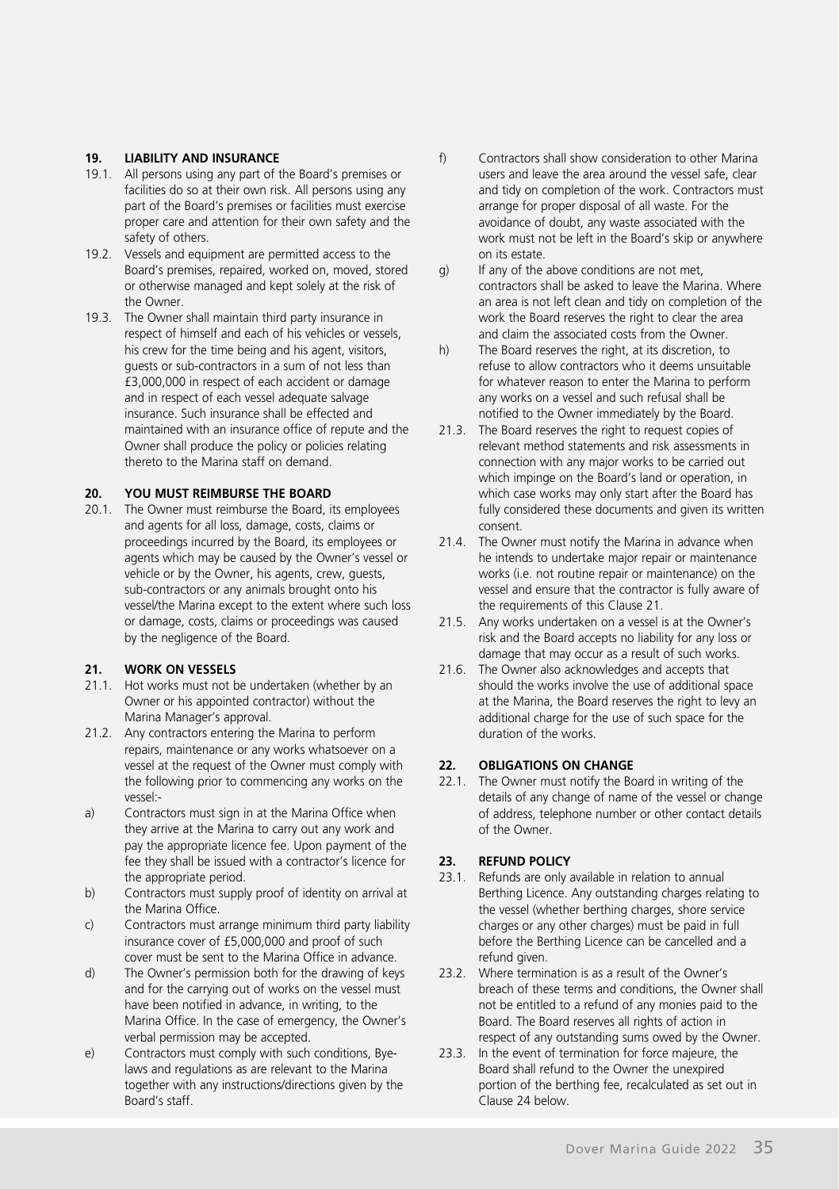## 19. LIABILITY AND INSURANCE

19.1. All persons using any part of the Board's premises or facilities do so at their own risk. All persons using any part of the Board's premises or facilities must exercise proper care and attention for their own safety and the safety of others.

19.2. Vessels and equipment are permitted access to the Board's premises, repaired, worked on, moved, stored or otherwise managed and kept solely at the risk of the Owner.

19.3. The Owner shall maintain third party insurance in respect of himself and each of his vehicles or vessels, his crew for the time being and his agent, visitors, guests or sub-contractors in a sum of not less than £3,000,000 in respect of each accident or damage and in respect of each vessel adequate salvage insurance. Such insurance shall be effected and maintained with an insurance office of repute and the Owner shall produce the policy or policies relating thereto to the Marina staff on demand.

## 20. YOU MUST REIMBURSE THE BOARD

20.1. The Owner must reimburse the Board, its employees and agents for all loss, damage, costs, claims or proceedings incurred by the Board, its employees or agents which may be caused by the Owner's vessel or vehicle or by the Owner, his agents, crew, guests, sub-contractors or any animals brought onto his vessel/the Marina except to the extent where such loss or damage, costs, claims or proceedings was caused by the negligence of the Board.

## 21. WORK ON VESSELS

21.1. Hot works must not be undertaken (whether by an Owner or his appointed contractor) without the Marina Manager's approval.

21.2. Any contractors entering the Marina to perform repairs, maintenance or any works whatsoever on a vessel at the request of the Owner must comply with the following prior to commencing any works on the vessel:-

a) Contractors must sign in at the Marina Office when they arrive at the Marina to carry out any work and pay the appropriate licence fee. Upon payment of the fee they shall be issued with a contractor's licence for the appropriate period.

b) Contractors must supply proof of identity on arrival at the Marina Office.

c) Contractors must arrange minimum third party liability insurance cover of £5,000,000 and proof of such cover must be sent to the Marina Office in advance.

d) The Owner's permission both for the drawing of keys and for the carrying out of works on the vessel must have been notified in advance, in writing, to the Marina Office. In the case of emergency, the Owner's verbal permission may be accepted.

e) Contractors must comply with such conditions, Bye-laws and regulations as are relevant to the Marina together with any instructions/directions given by the Board's staff.

f) Contractors shall show consideration to other Marina users and leave the area around the vessel safe, clear and tidy on completion of the work. Contractors must arrange for proper disposal of all waste. For the avoidance of doubt, any waste associated with the work must not be left in the Board's skip or anywhere on its estate.

g) If any of the above conditions are not met, contractors shall be asked to leave the Marina. Where an area is not left clean and tidy on completion of the work the Board reserves the right to clear the area and claim the associated costs from the Owner.

h) The Board reserves the right, at its discretion, to refuse to allow contractors who it deems unsuitable for whatever reason to enter the Marina to perform any works on a vessel and such refusal shall be notified to the Owner immediately by the Board.

21.3. The Board reserves the right to request copies of relevant method statements and risk assessments in connection with any major works to be carried out which impinge on the Board's land or operation, in which case works may only start after the Board has fully considered these documents and given its written consent.

21.4. The Owner must notify the Marina in advance when he intends to undertake major repair or maintenance works (i.e. not routine repair or maintenance) on the vessel and ensure that the contractor is fully aware of the requirements of this Clause 21.

21.5. Any works undertaken on a vessel is at the Owner's risk and the Board accepts no liability for any loss or damage that may occur as a result of such works.

21.6. The Owner also acknowledges and accepts that should the works involve the use of additional space at the Marina, the Board reserves the right to levy an additional charge for the use of such space for the duration of the works.

## 22. OBLIGATIONS ON CHANGE

22.1. The Owner must notify the Board in writing of the details of any change of name of the vessel or change of address, telephone number or other contact details of the Owner.

## 23. REFUND POLICY

23.1. Refunds are only available in relation to annual Berthing Licence. Any outstanding charges relating to the vessel (whether berthing charges, shore service charges or any other charges) must be paid in full before the Berthing Licence can be cancelled and a refund given.

23.2. Where termination is as a result of the Owner's breach of these terms and conditions, the Owner shall not be entitled to a refund of any monies paid to the Board. The Board reserves all rights of action in respect of any outstanding sums owed by the Owner.

23.3. In the event of termination for force majeure, the Board shall refund to the Owner the unexpired portion of the berthing fee, recalculated as set out in Clause 24 below.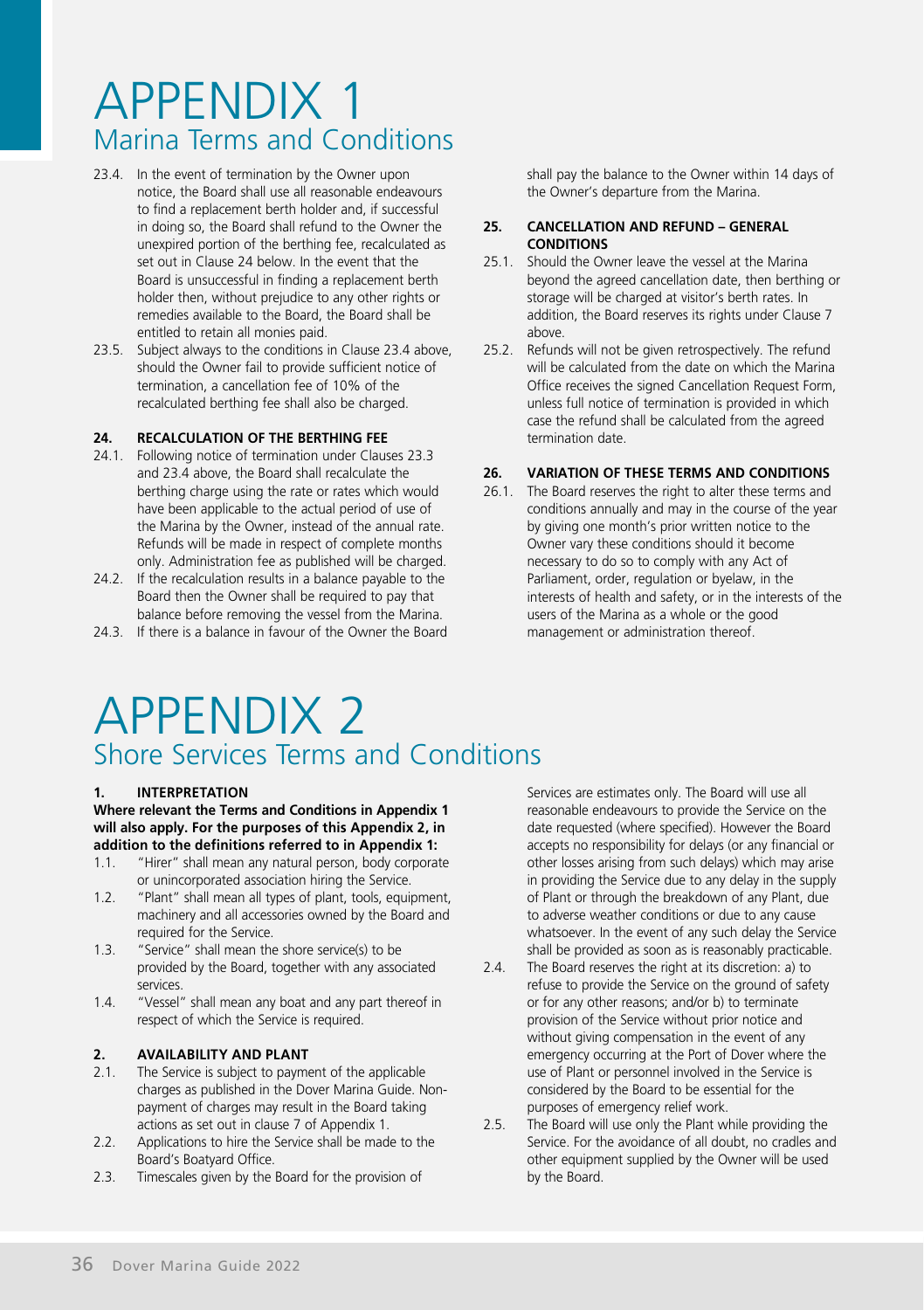# APPENDIX 1
## Marina Terms and Conditions

23.4. In the event of termination by the Owner upon notice, the Board shall use all reasonable endeavours to find a replacement berth holder and, if successful in doing so, the Board shall refund to the Owner the unexpired portion of the berthing fee, recalculated as set out in Clause 24 below. In the event that the Board is unsuccessful in finding a replacement berth holder then, without prejudice to any other rights or remedies available to the Board, the Board shall be entitled to retain all monies paid.

23.5. Subject always to the conditions in Clause 23.4 above, should the Owner fail to provide sufficient notice of termination, a cancellation fee of 10% of the recalculated berthing fee shall also be charged.

**24. RECALCULATION OF THE BERTHING FEE**

24.1. Following notice of termination under Clauses 23.3 and 23.4 above, the Board shall recalculate the berthing charge using the rate or rates which would have been applicable to the actual period of use of the Marina by the Owner, instead of the annual rate. Refunds will be made in respect of complete months only. Administration fee as published will be charged.

24.2. If the recalculation results in a balance payable to the Board then the Owner shall be required to pay that balance before removing the vessel from the Marina.

24.3. If there is a balance in favour of the Owner the Board shall pay the balance to the Owner within 14 days of the Owner's departure from the Marina.

**25. CANCELLATION AND REFUND – GENERAL CONDITIONS**

25.1. Should the Owner leave the vessel at the Marina beyond the agreed cancellation date, then berthing or storage will be charged at visitor's berth rates. In addition, the Board reserves its rights under Clause 7 above.

25.2. Refunds will not be given retrospectively. The refund will be calculated from the date on which the Marina Office receives the signed Cancellation Request Form, unless full notice of termination is provided in which case the refund shall be calculated from the agreed termination date.

**26. VARIATION OF THESE TERMS AND CONDITIONS**

26.1. The Board reserves the right to alter these terms and conditions annually and may in the course of the year by giving one month's prior written notice to the Owner vary these conditions should it become necessary to do so to comply with any Act of Parliament, order, regulation or byelaw, in the interests of health and safety, or in the interests of the users of the Marina as a whole or the good management or administration thereof.

# APPENDIX 2
## Shore Services Terms and Conditions

**1. INTERPRETATION**

**Where relevant the Terms and Conditions in Appendix 1 will also apply. For the purposes of this Appendix 2, in addition to the definitions referred to in Appendix 1:**

1.1. "Hirer" shall mean any natural person, body corporate or unincorporated association hiring the Service.

1.2. "Plant" shall mean all types of plant, tools, equipment, machinery and all accessories owned by the Board and required for the Service.

1.3. "Service" shall mean the shore service(s) to be provided by the Board, together with any associated services.

1.4. "Vessel" shall mean any boat and any part thereof in respect of which the Service is required.

**2. AVAILABILITY AND PLANT**

2.1. The Service is subject to payment of the applicable charges as published in the Dover Marina Guide. Non-payment of charges may result in the Board taking actions as set out in clause 7 of Appendix 1.

2.2. Applications to hire the Service shall be made to the Board's Boatyard Office.

2.3. Timescales given by the Board for the provision of Services are estimates only. The Board will use all reasonable endeavours to provide the Service on the date requested (where specified). However the Board accepts no responsibility for delays (or any financial or other losses arising from such delays) which may arise in providing the Service due to any delay in the supply of Plant or through the breakdown of any Plant, due to adverse weather conditions or due to any cause whatsoever. In the event of any such delay the Service shall be provided as soon as is reasonably practicable.

2.4. The Board reserves the right at its discretion: a) to refuse to provide the Service on the ground of safety or for any other reasons; and/or b) to terminate provision of the Service without prior notice and without giving compensation in the event of any emergency occurring at the Port of Dover where the use of Plant or personnel involved in the Service is considered by the Board to be essential for the purposes of emergency relief work.

2.5. The Board will use only the Plant while providing the Service. For the avoidance of all doubt, no cradles and other equipment supplied by the Owner will be used by the Board.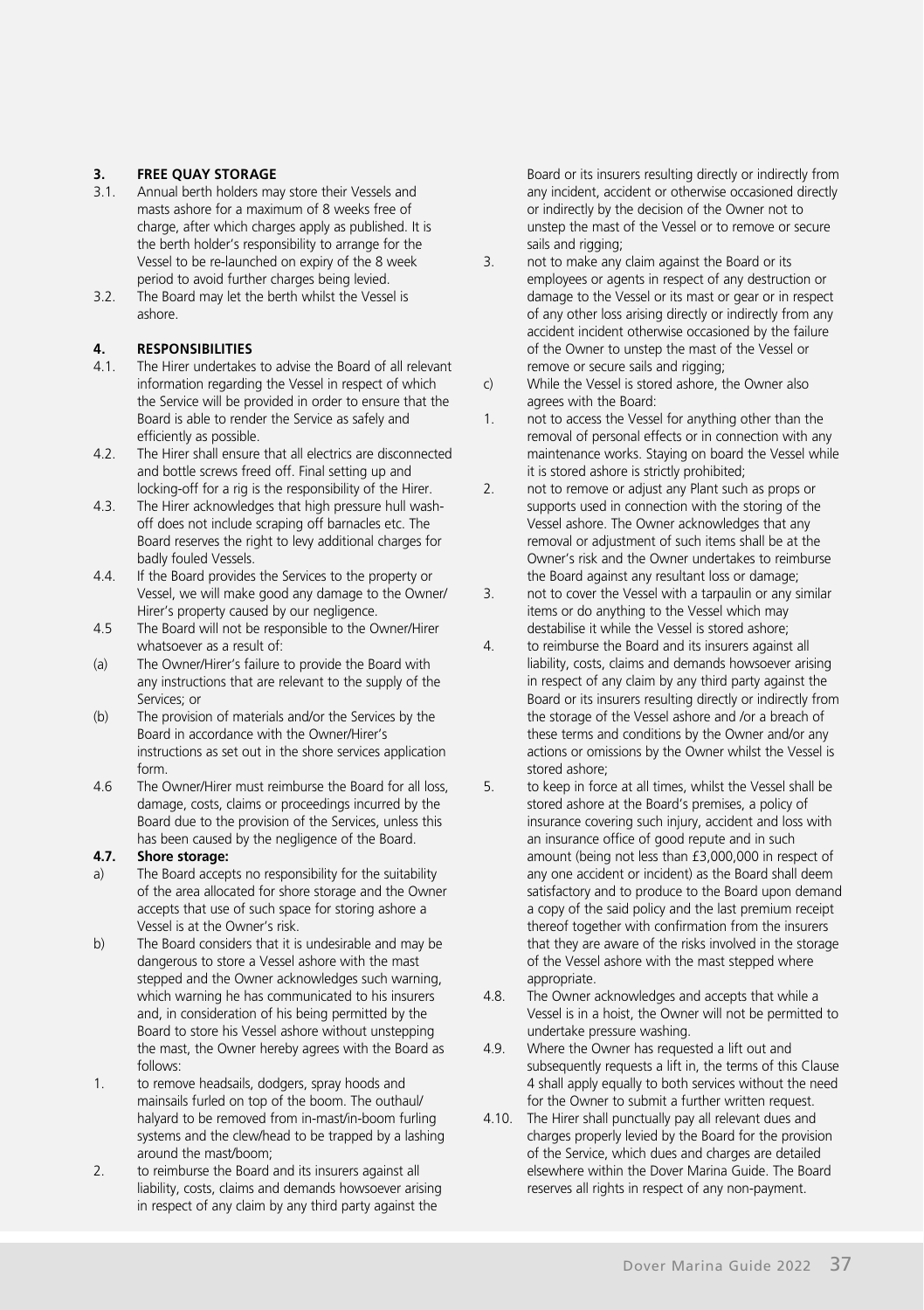## 3. FREE QUAY STORAGE

3.1. Annual berth holders may store their Vessels and masts ashore for a maximum of 8 weeks free of charge, after which charges apply as published. It is the berth holder's responsibility to arrange for the Vessel to be re-launched on expiry of the 8 week period to avoid further charges being levied.

3.2. The Board may let the berth whilst the Vessel is ashore.

## 4. RESPONSIBILITIES

4.1. The Hirer undertakes to advise the Board of all relevant information regarding the Vessel in respect of which the Service will be provided in order to ensure that the Board is able to render the Service as safely and efficiently as possible.

4.2. The Hirer shall ensure that all electrics are disconnected and bottle screws freed off. Final setting up and locking-off for a rig is the responsibility of the Hirer.

4.3. The Hirer acknowledges that high pressure hull wash-off does not include scraping off barnacles etc. The Board reserves the right to levy additional charges for badly fouled Vessels.

4.4. If the Board provides the Services to the property or Vessel, we will make good any damage to the Owner/Hirer's property caused by our negligence.

4.5 The Board will not be responsible to the Owner/Hirer whatsoever as a result of:

(a) The Owner/Hirer's failure to provide the Board with any instructions that are relevant to the supply of the Services; or

(b) The provision of materials and/or the Services by the Board in accordance with the Owner/Hirer's instructions as set out in the shore services application form.

4.6 The Owner/Hirer must reimburse the Board for all loss, damage, costs, claims or proceedings incurred by the Board due to the provision of the Services, unless this has been caused by the negligence of the Board.

**4.7. Shore storage:**

a) The Board accepts no responsibility for the suitability of the area allocated for shore storage and the Owner accepts that use of such space for storing ashore a Vessel is at the Owner's risk.

b) The Board considers that it is undesirable and may be dangerous to store a Vessel ashore with the mast stepped and the Owner acknowledges such warning, which warning he has communicated to his insurers and, in consideration of his being permitted by the Board to store his Vessel ashore without unstepping the mast, the Owner hereby agrees with the Board as follows:

1. to remove headsails, dodgers, spray hoods and mainsails furled on top of the boom. The outhaul/halyard to be removed from in-mast/in-boom furling systems and the clew/head to be trapped by a lashing around the mast/boom;

2. to reimburse the Board and its insurers against all liability, costs, claims and demands howsoever arising in respect of any claim by any third party against the Board or its insurers resulting directly or indirectly from any incident, accident or otherwise occasioned directly or indirectly by the decision of the Owner not to unstep the mast of the Vessel or to remove or secure sails and rigging;

3. not to make any claim against the Board or its employees or agents in respect of any destruction or damage to the Vessel or its mast or gear or in respect of any other loss arising directly or indirectly from any accident incident otherwise occasioned by the failure of the Owner to unstep the mast of the Vessel or remove or secure sails and rigging;

c) While the Vessel is stored ashore, the Owner also agrees with the Board:

1. not to access the Vessel for anything other than the removal of personal effects or in connection with any maintenance works. Staying on board the Vessel while it is stored ashore is strictly prohibited;

2. not to remove or adjust any Plant such as props or supports used in connection with the storing of the Vessel ashore. The Owner acknowledges that any removal or adjustment of such items shall be at the Owner's risk and the Owner undertakes to reimburse the Board against any resultant loss or damage;

3. not to cover the Vessel with a tarpaulin or any similar items or do anything to the Vessel which may destabilise it while the Vessel is stored ashore;

4. to reimburse the Board and its insurers against all liability, costs, claims and demands howsoever arising in respect of any claim by any third party against the Board or its insurers resulting directly or indirectly from the storage of the Vessel ashore and /or a breach of these terms and conditions by the Owner and/or any actions or omissions by the Owner whilst the Vessel is stored ashore;

5. to keep in force at all times, whilst the Vessel shall be stored ashore at the Board's premises, a policy of insurance covering such injury, accident and loss with an insurance office of good repute and in such amount (being not less than £3,000,000 in respect of any one accident or incident) as the Board shall deem satisfactory and to produce to the Board upon demand a copy of the said policy and the last premium receipt thereof together with confirmation from the insurers that they are aware of the risks involved in the storage of the Vessel ashore with the mast stepped where appropriate.

4.8. The Owner acknowledges and accepts that while a Vessel is in a hoist, the Owner will not be permitted to undertake pressure washing.

4.9. Where the Owner has requested a lift out and subsequently requests a lift in, the terms of this Clause 4 shall apply equally to both services without the need for the Owner to submit a further written request.

4.10. The Hirer shall punctually pay all relevant dues and charges properly levied by the Board for the provision of the Service, which dues and charges are detailed elsewhere within the Dover Marina Guide. The Board reserves all rights in respect of any non-payment.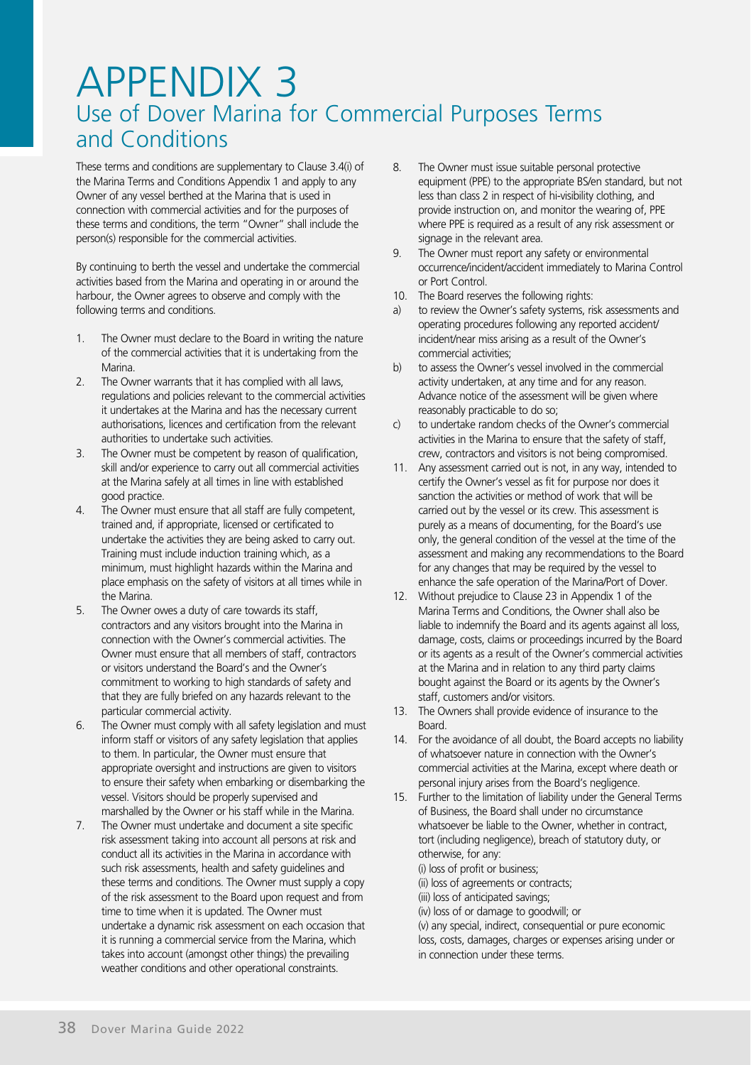# APPENDIX 3

## Use of Dover Marina for Commercial Purposes Terms and Conditions

These terms and conditions are supplementary to Clause 3.4(i) of the Marina Terms and Conditions Appendix 1 and apply to any Owner of any vessel berthed at the Marina that is used in connection with commercial activities and for the purposes of these terms and conditions, the term "Owner" shall include the person(s) responsible for the commercial activities.

By continuing to berth the vessel and undertake the commercial activities based from the Marina and operating in or around the harbour, the Owner agrees to observe and comply with the following terms and conditions.

1. The Owner must declare to the Board in writing the nature of the commercial activities that it is undertaking from the Marina.
2. The Owner warrants that it has complied with all laws, regulations and policies relevant to the commercial activities it undertakes at the Marina and has the necessary current authorisations, licences and certification from the relevant authorities to undertake such activities.
3. The Owner must be competent by reason of qualification, skill and/or experience to carry out all commercial activities at the Marina safely at all times in line with established good practice.
4. The Owner must ensure that all staff are fully competent, trained and, if appropriate, licensed or certificated to undertake the activities they are being asked to carry out. Training must include induction training which, as a minimum, must highlight hazards within the Marina and place emphasis on the safety of visitors at all times while in the Marina.
5. The Owner owes a duty of care towards its staff, contractors and any visitors brought into the Marina in connection with the Owner's commercial activities. The Owner must ensure that all members of staff, contractors or visitors understand the Board's and the Owner's commitment to working to high standards of safety and that they are fully briefed on any hazards relevant to the particular commercial activity.
6. The Owner must comply with all safety legislation and must inform staff or visitors of any safety legislation that applies to them. In particular, the Owner must ensure that appropriate oversight and instructions are given to visitors to ensure their safety when embarking or disembarking the vessel. Visitors should be properly supervised and marshalled by the Owner or his staff while in the Marina.
7. The Owner must undertake and document a site specific risk assessment taking into account all persons at risk and conduct all its activities in the Marina in accordance with such risk assessments, health and safety guidelines and these terms and conditions. The Owner must supply a copy of the risk assessment to the Board upon request and from time to time when it is updated. The Owner must undertake a dynamic risk assessment on each occasion that it is running a commercial service from the Marina, which takes into account (amongst other things) the prevailing weather conditions and other operational constraints.
8. The Owner must issue suitable personal protective equipment (PPE) to the appropriate BS/en standard, but not less than class 2 in respect of hi-visibility clothing, and provide instruction on, and monitor the wearing of, PPE where PPE is required as a result of any risk assessment or signage in the relevant area.
9. The Owner must report any safety or environmental occurrence/incident/accident immediately to Marina Control or Port Control.
10. The Board reserves the following rights:

a) to review the Owner's safety systems, risk assessments and operating procedures following any reported accident/incident/near miss arising as a result of the Owner's commercial activities;

b) to assess the Owner's vessel involved in the commercial activity undertaken, at any time and for any reason. Advance notice of the assessment will be given where reasonably practicable to do so;

c) to undertake random checks of the Owner's commercial activities in the Marina to ensure that the safety of staff, crew, contractors and visitors is not being compromised.

11. Any assessment carried out is not, in any way, intended to certify the Owner's vessel as fit for purpose nor does it sanction the activities or method of work that will be carried out by the vessel or its crew. This assessment is purely as a means of documenting, for the Board's use only, the general condition of the vessel at the time of the assessment and making any recommendations to the Board for any changes that may be required by the vessel to enhance the safe operation of the Marina/Port of Dover.
12. Without prejudice to Clause 23 in Appendix 1 of the Marina Terms and Conditions, the Owner shall also be liable to indemnify the Board and its agents against all loss, damage, costs, claims or proceedings incurred by the Board or its agents as a result of the Owner's commercial activities at the Marina and in relation to any third party claims bought against the Board or its agents by the Owner's staff, customers and/or visitors.
13. The Owners shall provide evidence of insurance to the Board.
14. For the avoidance of all doubt, the Board accepts no liability of whatsoever nature in connection with the Owner's commercial activities at the Marina, except where death or personal injury arises from the Board's negligence.
15. Further to the limitation of liability under the General Terms of Business, the Board shall under no circumstance whatsoever be liable to the Owner, whether in contract, tort (including negligence), breach of statutory duty, or otherwise, for any:

(i) loss of profit or business;

(ii) loss of agreements or contracts;

(iii) loss of anticipated savings;

(iv) loss of or damage to goodwill; or

(v) any special, indirect, consequential or pure economic loss, costs, damages, charges or expenses arising under or in connection under these terms.